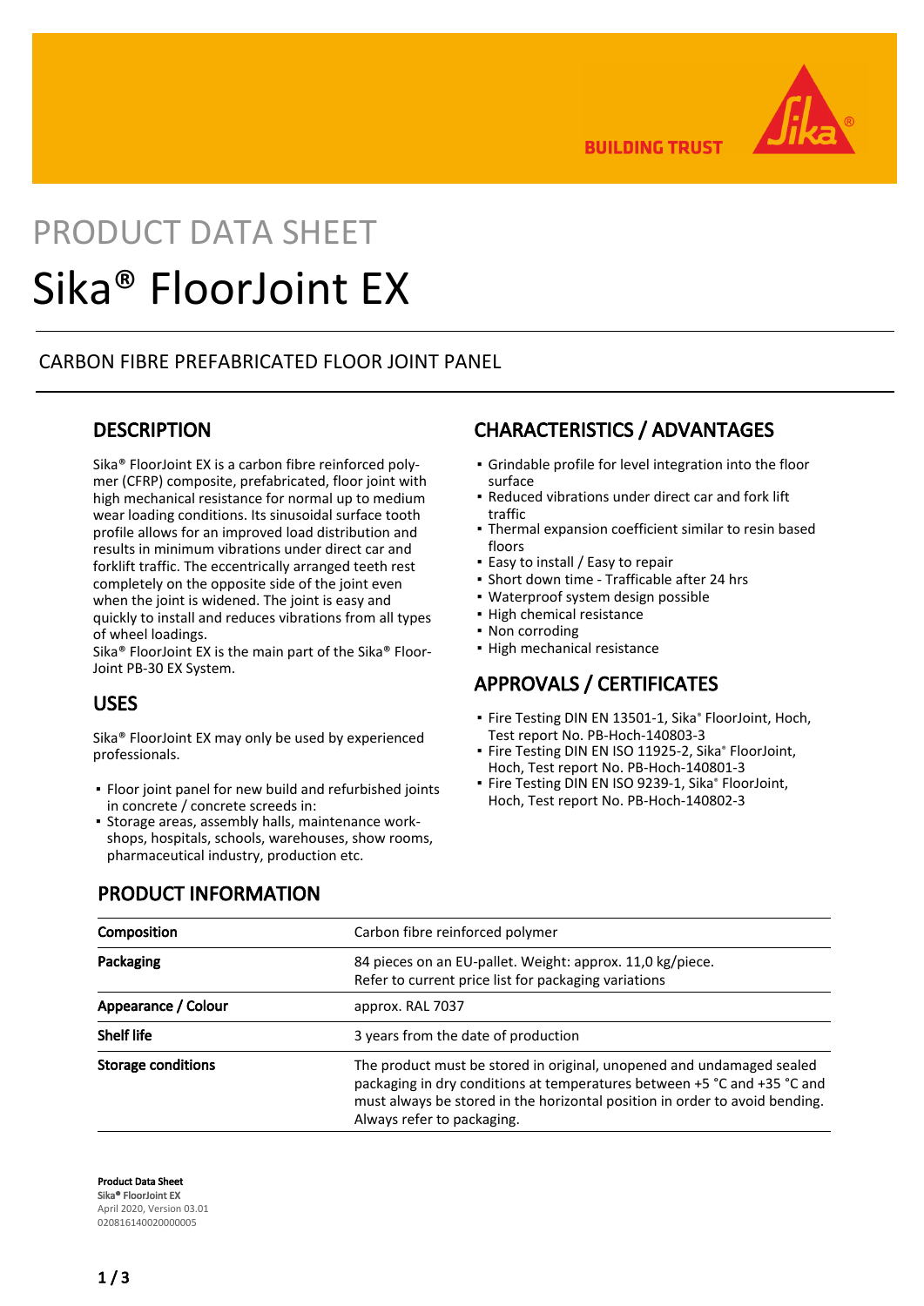PRODUCT DATA SHEET

# Sika® FloorJoint EX

CARBON FIBRE PREFABRICATED FLOOR JOINT PANEL

## DESCRIPTION

Sika® FloorJoint EX is a carbon fibre reinforced polymer (CFRP) composite, prefabricated, floor joint with high mechanical resistance for normal up to medium wear loading conditions. Its sinusoidal surface tooth profile allows for an improved load distribution and results in minimum vibrations under direct car and forklift traffic. The eccentrically arranged teeth rest completely on the opposite side of the joint even when the joint is widened. The joint is easy and quickly to install and reduces vibrations from all types of wheel loadings.
Sika® FloorJoint EX is the main part of the Sika® FloorJoint PB-30 EX System.

## USES

Sika® FloorJoint EX may only be used by experienced professionals.

- Floor joint panel for new build and refurbished joints in concrete / concrete screeds in:
- Storage areas, assembly halls, maintenance workshops, hospitals, schools, warehouses, show rooms, pharmaceutical industry, production etc.

## CHARACTERISTICS / ADVANTAGES

- Grindable profile for level integration into the floor surface
- Reduced vibrations under direct car and fork lift traffic
- Thermal expansion coefficient similar to resin based floors
- Easy to install / Easy to repair
- Short down time - Trafficable after 24 hrs
- Waterproof system design possible
- High chemical resistance
- Non corroding
- High mechanical resistance

## APPROVALS / CERTIFICATES

- Fire Testing DIN EN 13501-1, Sika® FloorJoint, Hoch, Test report No. PB-Hoch-140803-3
- Fire Testing DIN EN ISO 11925-2, Sika® FloorJoint, Hoch, Test report No. PB-Hoch-140801-3
- Fire Testing DIN EN ISO 9239-1, Sika® FloorJoint, Hoch, Test report No. PB-Hoch-140802-3

## PRODUCT INFORMATION

| | |
|---|---|
| **Composition** | Carbon fibre reinforced polymer |
| **Packaging** | 84 pieces on an EU-pallet. Weight: approx. 11,0 kg/piece.<br>Refer to current price list for packaging variations |
| **Appearance / Colour** | approx. RAL 7037 |
| **Shelf life** | 3 years from the date of production |
| **Storage conditions** | The product must be stored in original, unopened and undamaged sealed packaging in dry conditions at temperatures between +5 °C and +35 °C and must always be stored in the horizontal position in order to avoid bending. Always refer to packaging. |

**Product Data Sheet**
**Sika® FloorJoint EX**
April 2020, Version 03.01
020816140020000005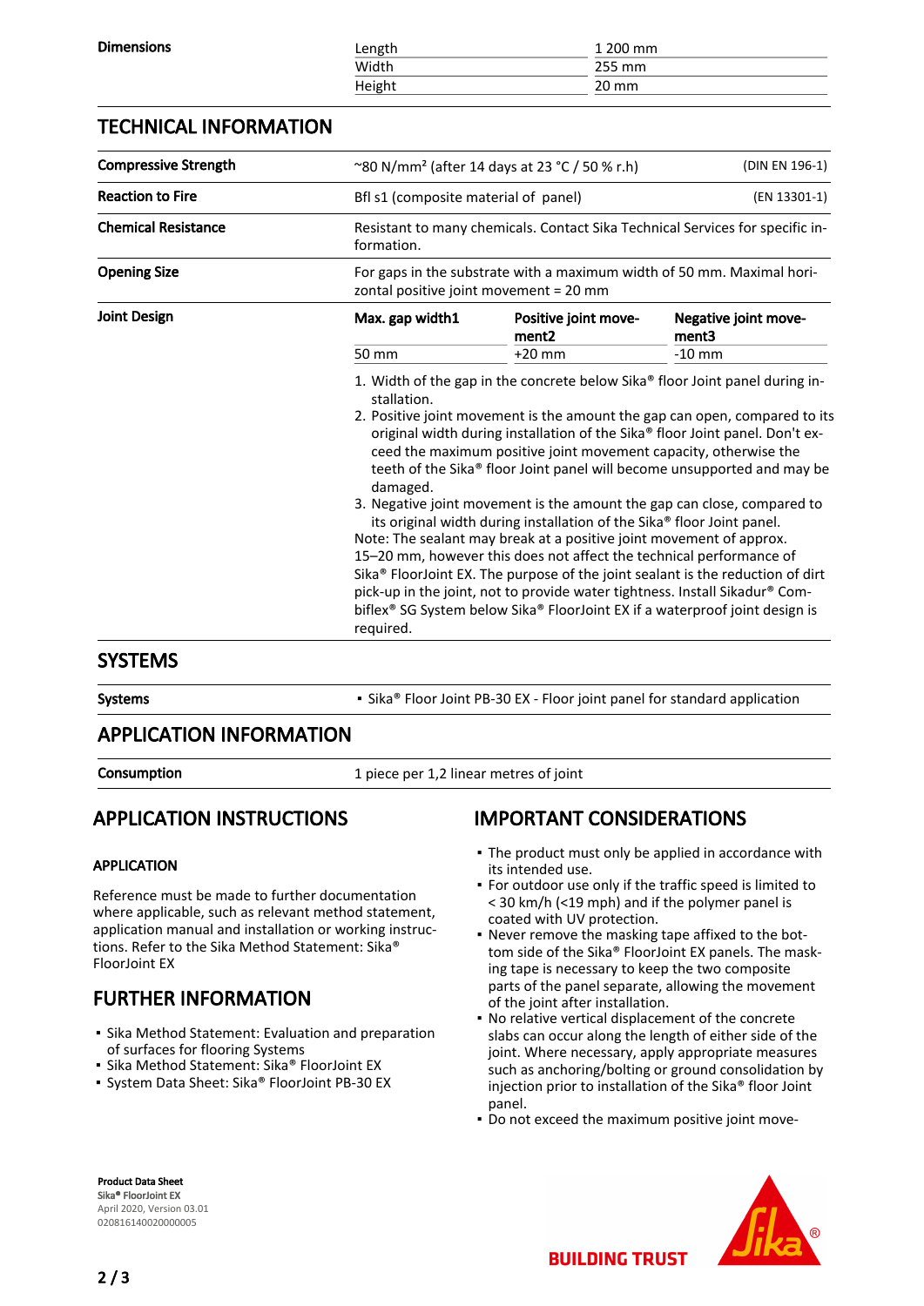| Dimensions | | |
|---|---|---|
| | Length | 1 200 mm |
| | Width | 255 mm |
| | Height | 20 mm |

## TECHNICAL INFORMATION

| | | |
|---|---|---|
| **Compressive Strength** | ~80 N/mm² (after 14 days at 23 °C / 50 % r.h) | (DIN EN 196-1) |
| **Reaction to Fire** | Bfl s1 (composite material of panel) | (EN 13301-1) |
| **Chemical Resistance** | Resistant to many chemicals. Contact Sika Technical Services for specific information. | |
| **Opening Size** | For gaps in the substrate with a maximum width of 50 mm. Maximal horizontal positive joint movement = 20 mm | |

**Joint Design**

| Max. gap width1 | Positive joint movement2 | Negative joint movement3 |
|---|---|---|
| 50 mm | +20 mm | -10 mm |

1. Width of the gap in the concrete below Sika® floor Joint panel during installation.
2. Positive joint movement is the amount the gap can open, compared to its original width during installation of the Sika® floor Joint panel. Don't exceed the maximum positive joint movement capacity, otherwise the teeth of the Sika® floor Joint panel will become unsupported and may be damaged.
3. Negative joint movement is the amount the gap can close, compared to its original width during installation of the Sika® floor Joint panel.

Note: The sealant may break at a positive joint movement of approx. 15–20 mm, however this does not affect the technical performance of Sika® FloorJoint EX. The purpose of the joint sealant is the reduction of dirt pick-up in the joint, not to provide water tightness. Install Sikadur® Combiflex® SG System below Sika® FloorJoint EX if a waterproof joint design is required.

## SYSTEMS

| | |
|---|---|
| **Systems** | ▪ Sika® Floor Joint PB-30 EX - Floor joint panel for standard application |

## APPLICATION INFORMATION

| | |
|---|---|
| **Consumption** | 1 piece per 1,2 linear metres of joint |

## APPLICATION INSTRUCTIONS

### APPLICATION

Reference must be made to further documentation where applicable, such as relevant method statement, application manual and installation or working instructions. Refer to the Sika Method Statement: Sika® FloorJoint EX

## FURTHER INFORMATION

- Sika Method Statement: Evaluation and preparation of surfaces for flooring Systems
- Sika Method Statement: Sika® FloorJoint EX
- System Data Sheet: Sika® FloorJoint PB-30 EX

## IMPORTANT CONSIDERATIONS

- The product must only be applied in accordance with its intended use.
- For outdoor use only if the traffic speed is limited to < 30 km/h (<19 mph) and if the polymer panel is coated with UV protection.
- Never remove the masking tape affixed to the bottom side of the Sika® FloorJoint EX panels. The masking tape is necessary to keep the two composite parts of the panel separate, allowing the movement of the joint after installation.
- No relative vertical displacement of the concrete slabs can occur along the length of either side of the joint. Where necessary, apply appropriate measures such as anchoring/bolting or ground consolidation by injection prior to installation of the Sika® floor Joint panel.
- Do not exceed the maximum positive joint move-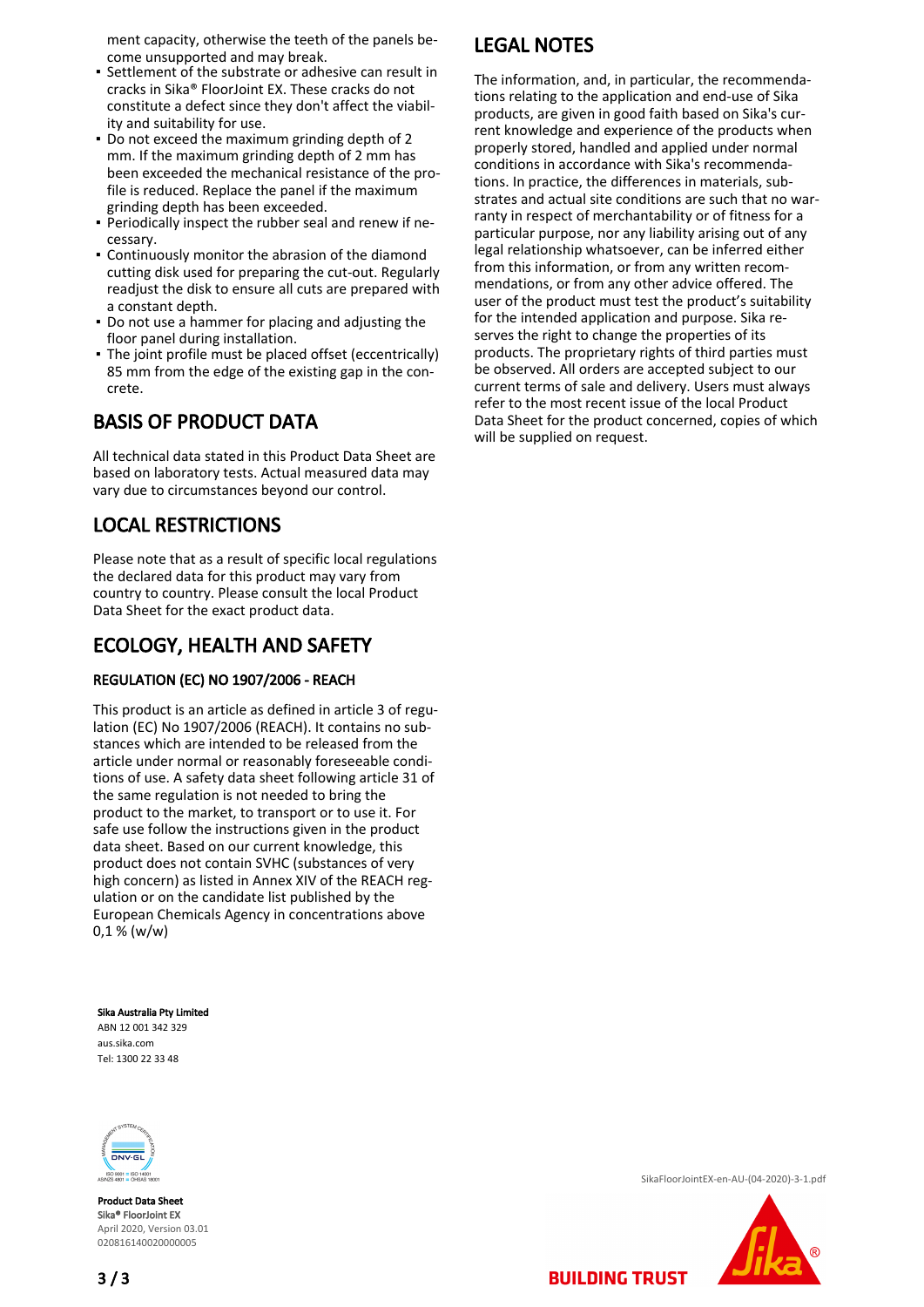ment capacity, otherwise the teeth of the panels become unsupported and may break.

- Settlement of the substrate or adhesive can result in cracks in Sika® FloorJoint EX. These cracks do not constitute a defect since they don't affect the viability and suitability for use.
- Do not exceed the maximum grinding depth of 2 mm. If the maximum grinding depth of 2 mm has been exceeded the mechanical resistance of the profile is reduced. Replace the panel if the maximum grinding depth has been exceeded.
- Periodically inspect the rubber seal and renew if necessary.
- Continuously monitor the abrasion of the diamond cutting disk used for preparing the cut-out. Regularly readjust the disk to ensure all cuts are prepared with a constant depth.
- Do not use a hammer for placing and adjusting the floor panel during installation.
- The joint profile must be placed offset (eccentrically) 85 mm from the edge of the existing gap in the concrete.

## BASIS OF PRODUCT DATA

All technical data stated in this Product Data Sheet are based on laboratory tests. Actual measured data may vary due to circumstances beyond our control.

## LOCAL RESTRICTIONS

Please note that as a result of specific local regulations the declared data for this product may vary from country to country. Please consult the local Product Data Sheet for the exact product data.

## ECOLOGY, HEALTH AND SAFETY

### REGULATION (EC) NO 1907/2006 - REACH

This product is an article as defined in article 3 of regulation (EC) No 1907/2006 (REACH). It contains no substances which are intended to be released from the article under normal or reasonably foreseeable conditions of use. A safety data sheet following article 31 of the same regulation is not needed to bring the product to the market, to transport or to use it. For safe use follow the instructions given in the product data sheet. Based on our current knowledge, this product does not contain SVHC (substances of very high concern) as listed in Annex XIV of the REACH regulation or on the candidate list published by the European Chemicals Agency in concentrations above 0,1 % (w/w)

## LEGAL NOTES

The information, and, in particular, the recommendations relating to the application and end-use of Sika products, are given in good faith based on Sika's current knowledge and experience of the products when properly stored, handled and applied under normal conditions in accordance with Sika's recommendations. In practice, the differences in materials, substrates and actual site conditions are such that no warranty in respect of merchantability or of fitness for a particular purpose, nor any liability arising out of any legal relationship whatsoever, can be inferred either from this information, or from any written recommendations, or from any other advice offered. The user of the product must test the product's suitability for the intended application and purpose. Sika reserves the right to change the properties of its products. The proprietary rights of third parties must be observed. All orders are accepted subject to our current terms of sale and delivery. Users must always refer to the most recent issue of the local Product Data Sheet for the product concerned, copies of which will be supplied on request.

**Sika Australia Pty Limited**
ABN 12 001 342 329
aus.sika.com
Tel: 1300 22 33 48

**Product Data Sheet**
**Sika® FloorJoint EX**
April 2020, Version 03.01
020816140020000005

SikaFloorJointEX-en-AU-(04-2020)-3-1.pdf